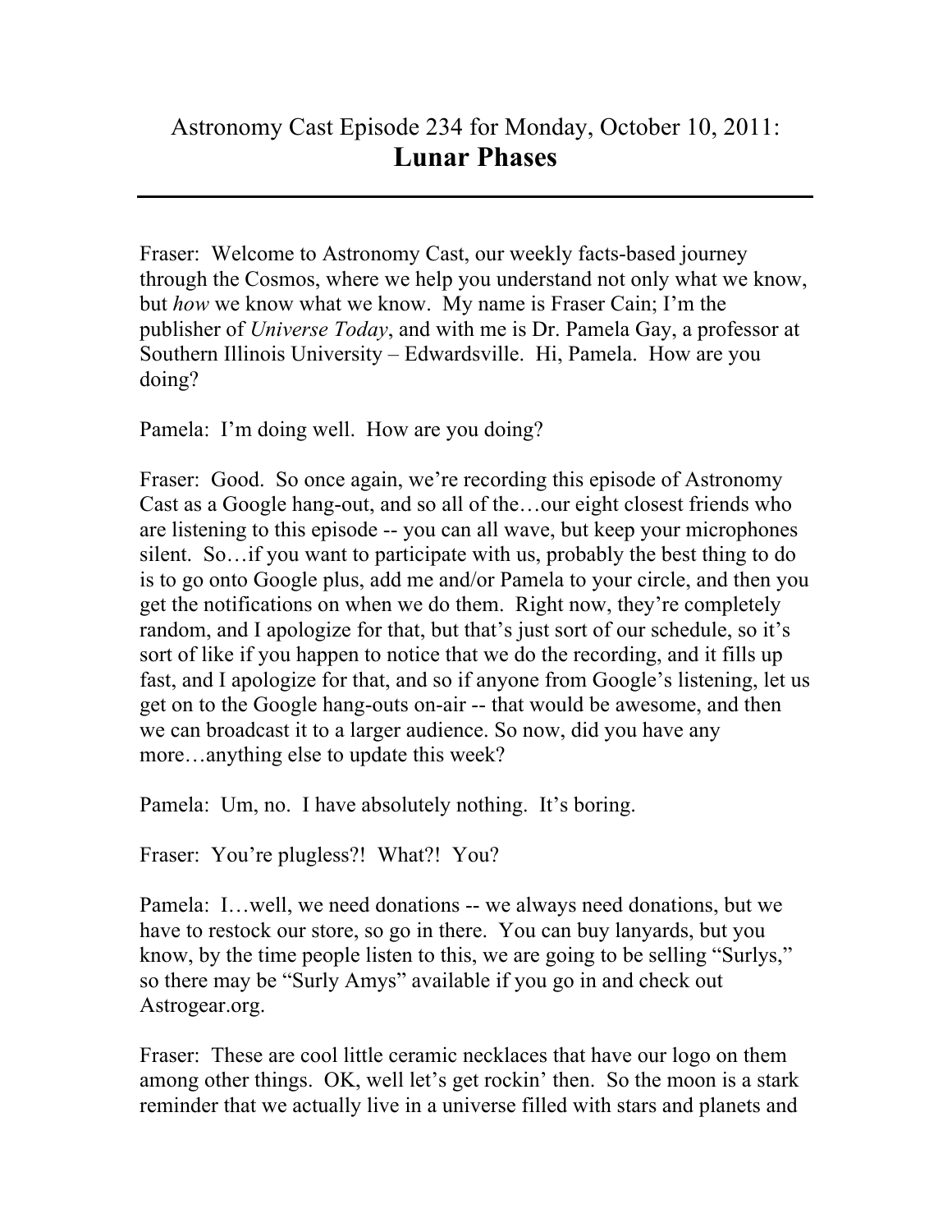Astronomy Cast Episode 234 for Monday, October 10, 2011:

# Lunar Phases

---

Fraser: Welcome to Astronomy Cast, our weekly facts-based journey through the Cosmos, where we help you understand not only what we know, but *how* we know what we know. My name is Fraser Cain; I'm the publisher of *Universe Today*, and with me is Dr. Pamela Gay, a professor at Southern Illinois University – Edwardsville. Hi, Pamela. How are you doing?

Pamela: I'm doing well. How are you doing?

Fraser: Good. So once again, we're recording this episode of Astronomy Cast as a Google hang-out, and so all of the…our eight closest friends who are listening to this episode -- you can all wave, but keep your microphones silent. So…if you want to participate with us, probably the best thing to do is to go onto Google plus, add me and/or Pamela to your circle, and then you get the notifications on when we do them. Right now, they're completely random, and I apologize for that, but that's just sort of our schedule, so it's sort of like if you happen to notice that we do the recording, and it fills up fast, and I apologize for that, and so if anyone from Google's listening, let us get on to the Google hang-outs on-air -- that would be awesome, and then we can broadcast it to a larger audience. So now, did you have any more…anything else to update this week?

Pamela: Um, no. I have absolutely nothing. It's boring.

Fraser: You're plugless?! What?! You?

Pamela: I…well, we need donations -- we always need donations, but we have to restock our store, so go in there. You can buy lanyards, but you know, by the time people listen to this, we are going to be selling "Surlys," so there may be "Surly Amys" available if you go in and check out Astrogear.org.

Fraser: These are cool little ceramic necklaces that have our logo on them among other things. OK, well let's get rockin' then. So the moon is a stark reminder that we actually live in a universe filled with stars and planets and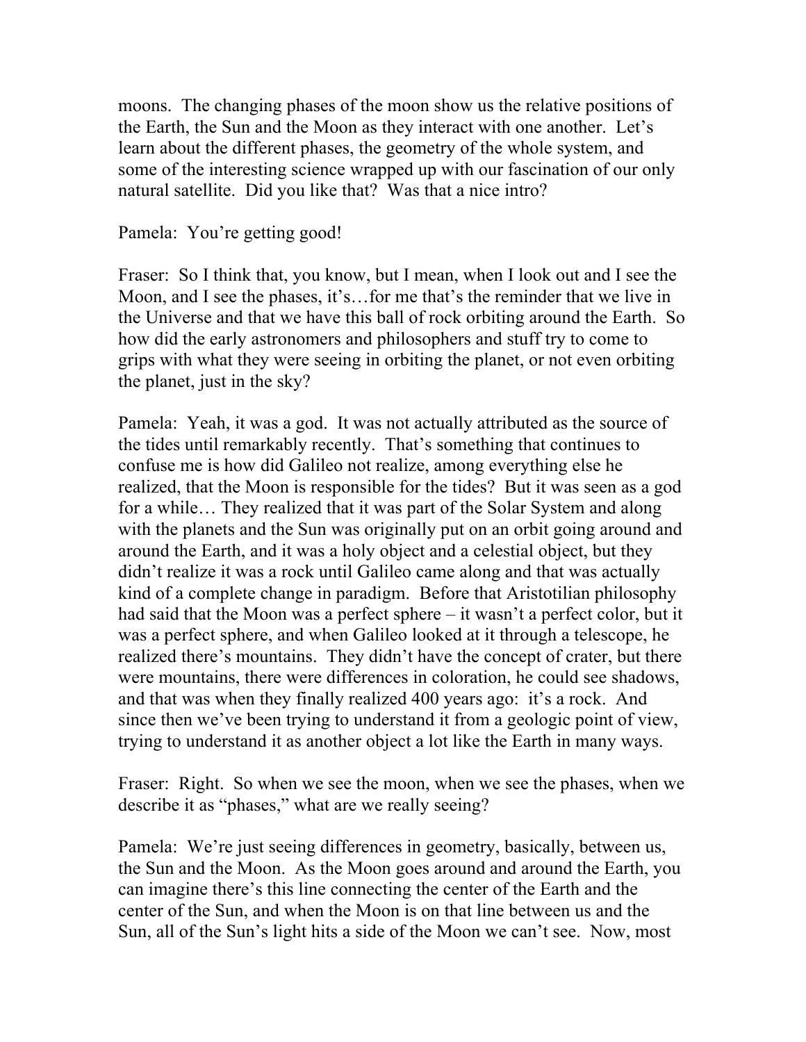moons. The changing phases of the moon show us the relative positions of the Earth, the Sun and the Moon as they interact with one another. Let's learn about the different phases, the geometry of the whole system, and some of the interesting science wrapped up with our fascination of our only natural satellite. Did you like that? Was that a nice intro?

Pamela: You're getting good!

Fraser: So I think that, you know, but I mean, when I look out and I see the Moon, and I see the phases, it's…for me that's the reminder that we live in the Universe and that we have this ball of rock orbiting around the Earth. So how did the early astronomers and philosophers and stuff try to come to grips with what they were seeing in orbiting the planet, or not even orbiting the planet, just in the sky?

Pamela: Yeah, it was a god. It was not actually attributed as the source of the tides until remarkably recently. That's something that continues to confuse me is how did Galileo not realize, among everything else he realized, that the Moon is responsible for the tides? But it was seen as a god for a while… They realized that it was part of the Solar System and along with the planets and the Sun was originally put on an orbit going around and around the Earth, and it was a holy object and a celestial object, but they didn't realize it was a rock until Galileo came along and that was actually kind of a complete change in paradigm. Before that Aristotilian philosophy had said that the Moon was a perfect sphere – it wasn't a perfect color, but it was a perfect sphere, and when Galileo looked at it through a telescope, he realized there's mountains. They didn't have the concept of crater, but there were mountains, there were differences in coloration, he could see shadows, and that was when they finally realized 400 years ago: it's a rock. And since then we've been trying to understand it from a geologic point of view, trying to understand it as another object a lot like the Earth in many ways.

Fraser: Right. So when we see the moon, when we see the phases, when we describe it as "phases," what are we really seeing?

Pamela: We're just seeing differences in geometry, basically, between us, the Sun and the Moon. As the Moon goes around and around the Earth, you can imagine there's this line connecting the center of the Earth and the center of the Sun, and when the Moon is on that line between us and the Sun, all of the Sun's light hits a side of the Moon we can't see. Now, most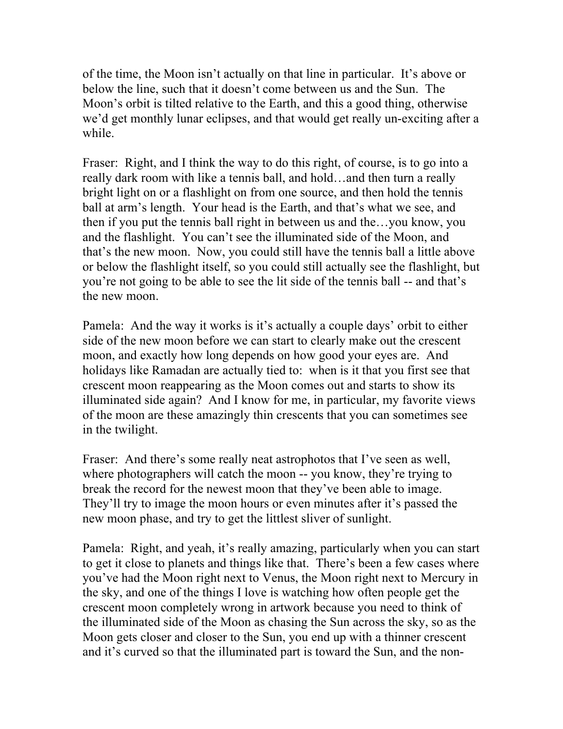of the time, the Moon isn't actually on that line in particular. It's above or below the line, such that it doesn't come between us and the Sun. The Moon's orbit is tilted relative to the Earth, and this a good thing, otherwise we'd get monthly lunar eclipses, and that would get really un-exciting after a while.

Fraser: Right, and I think the way to do this right, of course, is to go into a really dark room with like a tennis ball, and hold…and then turn a really bright light on or a flashlight on from one source, and then hold the tennis ball at arm's length. Your head is the Earth, and that's what we see, and then if you put the tennis ball right in between us and the…you know, you and the flashlight. You can't see the illuminated side of the Moon, and that's the new moon. Now, you could still have the tennis ball a little above or below the flashlight itself, so you could still actually see the flashlight, but you're not going to be able to see the lit side of the tennis ball -- and that's the new moon.

Pamela: And the way it works is it's actually a couple days' orbit to either side of the new moon before we can start to clearly make out the crescent moon, and exactly how long depends on how good your eyes are. And holidays like Ramadan are actually tied to: when is it that you first see that crescent moon reappearing as the Moon comes out and starts to show its illuminated side again? And I know for me, in particular, my favorite views of the moon are these amazingly thin crescents that you can sometimes see in the twilight.

Fraser: And there's some really neat astrophotos that I've seen as well, where photographers will catch the moon -- you know, they're trying to break the record for the newest moon that they've been able to image. They'll try to image the moon hours or even minutes after it's passed the new moon phase, and try to get the littlest sliver of sunlight.

Pamela: Right, and yeah, it's really amazing, particularly when you can start to get it close to planets and things like that. There's been a few cases where you've had the Moon right next to Venus, the Moon right next to Mercury in the sky, and one of the things I love is watching how often people get the crescent moon completely wrong in artwork because you need to think of the illuminated side of the Moon as chasing the Sun across the sky, so as the Moon gets closer and closer to the Sun, you end up with a thinner crescent and it's curved so that the illuminated part is toward the Sun, and the non-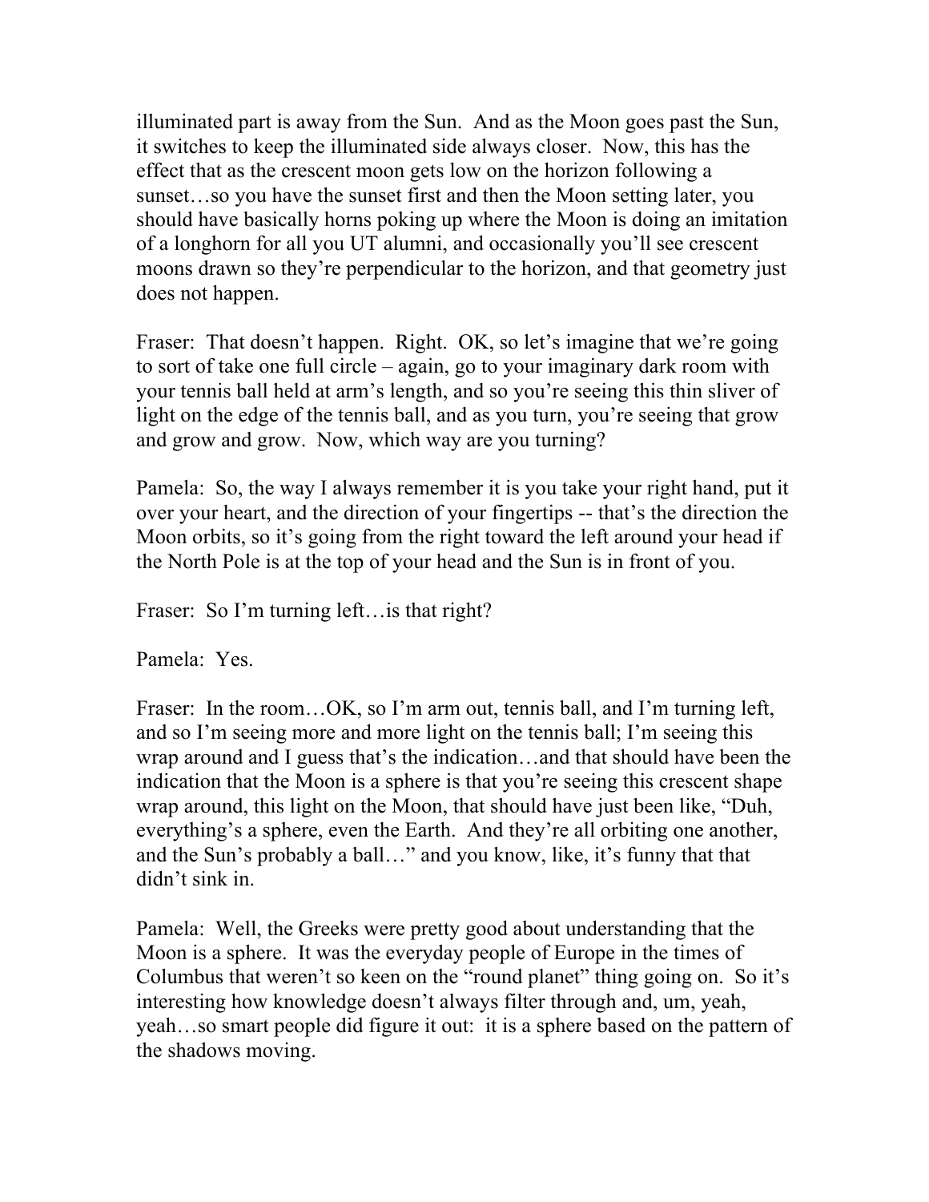illuminated part is away from the Sun. And as the Moon goes past the Sun, it switches to keep the illuminated side always closer. Now, this has the effect that as the crescent moon gets low on the horizon following a sunset…so you have the sunset first and then the Moon setting later, you should have basically horns poking up where the Moon is doing an imitation of a longhorn for all you UT alumni, and occasionally you'll see crescent moons drawn so they're perpendicular to the horizon, and that geometry just does not happen.

Fraser: That doesn't happen. Right. OK, so let's imagine that we're going to sort of take one full circle – again, go to your imaginary dark room with your tennis ball held at arm's length, and so you're seeing this thin sliver of light on the edge of the tennis ball, and as you turn, you're seeing that grow and grow and grow. Now, which way are you turning?

Pamela: So, the way I always remember it is you take your right hand, put it over your heart, and the direction of your fingertips -- that's the direction the Moon orbits, so it's going from the right toward the left around your head if the North Pole is at the top of your head and the Sun is in front of you.

Fraser: So I'm turning left…is that right?

Pamela: Yes.

Fraser: In the room…OK, so I'm arm out, tennis ball, and I'm turning left, and so I'm seeing more and more light on the tennis ball; I'm seeing this wrap around and I guess that's the indication…and that should have been the indication that the Moon is a sphere is that you're seeing this crescent shape wrap around, this light on the Moon, that should have just been like, "Duh, everything's a sphere, even the Earth. And they're all orbiting one another, and the Sun's probably a ball…" and you know, like, it's funny that that didn't sink in.

Pamela: Well, the Greeks were pretty good about understanding that the Moon is a sphere. It was the everyday people of Europe in the times of Columbus that weren't so keen on the "round planet" thing going on. So it's interesting how knowledge doesn't always filter through and, um, yeah, yeah…so smart people did figure it out: it is a sphere based on the pattern of the shadows moving.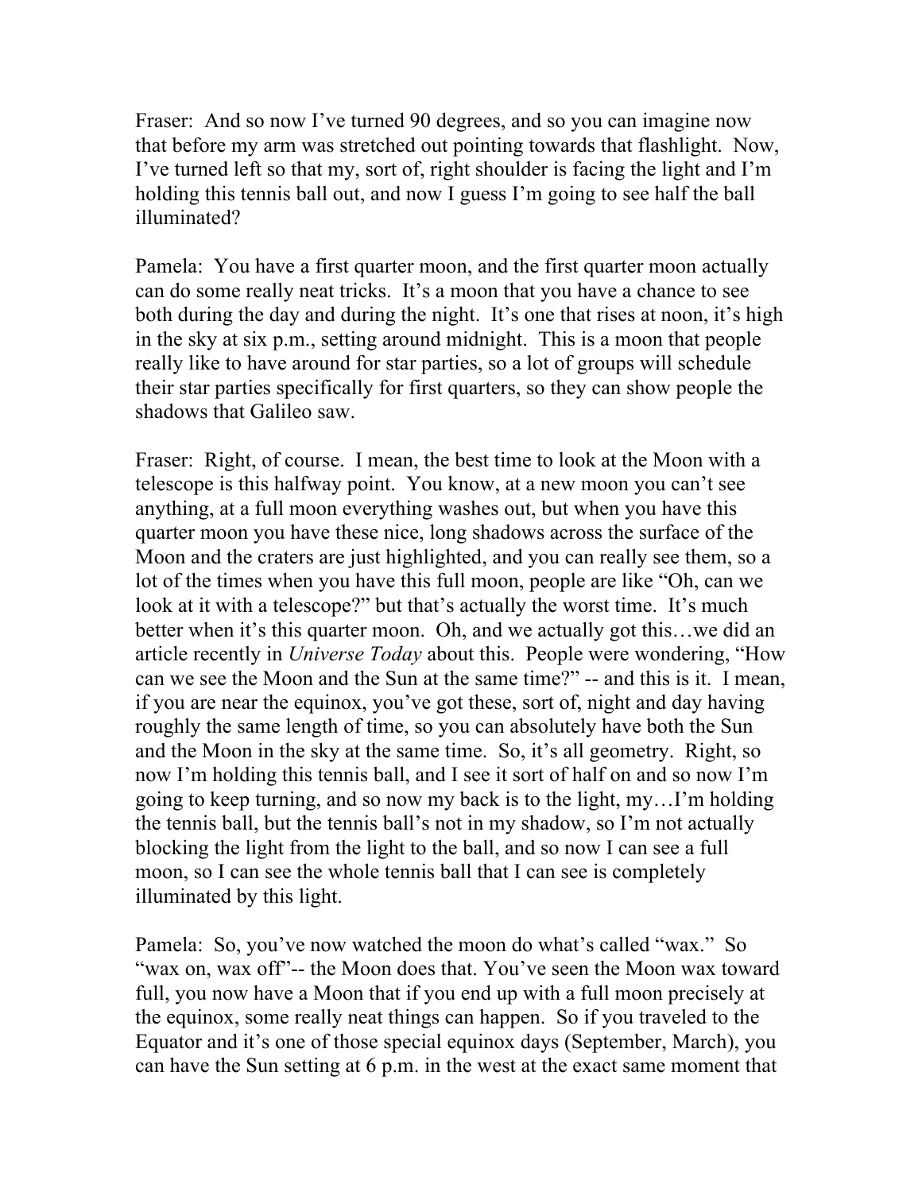Fraser: And so now I've turned 90 degrees, and so you can imagine now that before my arm was stretched out pointing towards that flashlight. Now, I've turned left so that my, sort of, right shoulder is facing the light and I'm holding this tennis ball out, and now I guess I'm going to see half the ball illuminated?

Pamela: You have a first quarter moon, and the first quarter moon actually can do some really neat tricks. It's a moon that you have a chance to see both during the day and during the night. It's one that rises at noon, it's high in the sky at six p.m., setting around midnight. This is a moon that people really like to have around for star parties, so a lot of groups will schedule their star parties specifically for first quarters, so they can show people the shadows that Galileo saw.

Fraser: Right, of course. I mean, the best time to look at the Moon with a telescope is this halfway point. You know, at a new moon you can't see anything, at a full moon everything washes out, but when you have this quarter moon you have these nice, long shadows across the surface of the Moon and the craters are just highlighted, and you can really see them, so a lot of the times when you have this full moon, people are like "Oh, can we look at it with a telescope?" but that's actually the worst time. It's much better when it's this quarter moon. Oh, and we actually got this…we did an article recently in *Universe Today* about this. People were wondering, "How can we see the Moon and the Sun at the same time?" -- and this is it. I mean, if you are near the equinox, you've got these, sort of, night and day having roughly the same length of time, so you can absolutely have both the Sun and the Moon in the sky at the same time. So, it's all geometry. Right, so now I'm holding this tennis ball, and I see it sort of half on and so now I'm going to keep turning, and so now my back is to the light, my…I'm holding the tennis ball, but the tennis ball's not in my shadow, so I'm not actually blocking the light from the light to the ball, and so now I can see a full moon, so I can see the whole tennis ball that I can see is completely illuminated by this light.

Pamela: So, you've now watched the moon do what's called "wax." So "wax on, wax off"-- the Moon does that. You've seen the Moon wax toward full, you now have a Moon that if you end up with a full moon precisely at the equinox, some really neat things can happen. So if you traveled to the Equator and it's one of those special equinox days (September, March), you can have the Sun setting at 6 p.m. in the west at the exact same moment that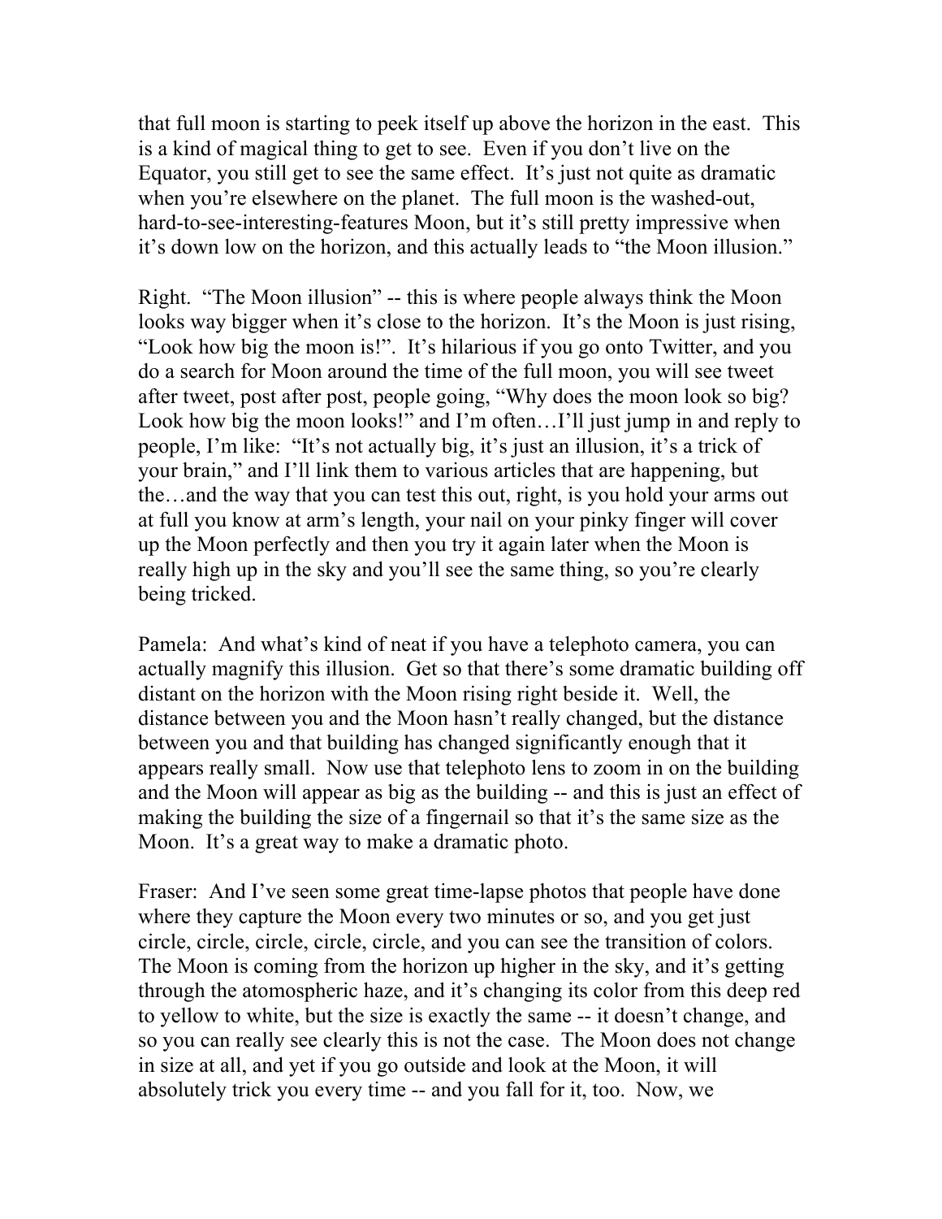that full moon is starting to peek itself up above the horizon in the east. This is a kind of magical thing to get to see. Even if you don't live on the Equator, you still get to see the same effect. It's just not quite as dramatic when you're elsewhere on the planet. The full moon is the washed-out, hard-to-see-interesting-features Moon, but it's still pretty impressive when it's down low on the horizon, and this actually leads to "the Moon illusion."

Right. "The Moon illusion" -- this is where people always think the Moon looks way bigger when it's close to the horizon. It's the Moon is just rising, "Look how big the moon is!". It's hilarious if you go onto Twitter, and you do a search for Moon around the time of the full moon, you will see tweet after tweet, post after post, people going, "Why does the moon look so big? Look how big the moon looks!" and I'm often…I'll just jump in and reply to people, I'm like: "It's not actually big, it's just an illusion, it's a trick of your brain," and I'll link them to various articles that are happening, but the…and the way that you can test this out, right, is you hold your arms out at full you know at arm's length, your nail on your pinky finger will cover up the Moon perfectly and then you try it again later when the Moon is really high up in the sky and you'll see the same thing, so you're clearly being tricked.

Pamela: And what's kind of neat if you have a telephoto camera, you can actually magnify this illusion. Get so that there's some dramatic building off distant on the horizon with the Moon rising right beside it. Well, the distance between you and the Moon hasn't really changed, but the distance between you and that building has changed significantly enough that it appears really small. Now use that telephoto lens to zoom in on the building and the Moon will appear as big as the building -- and this is just an effect of making the building the size of a fingernail so that it's the same size as the Moon. It's a great way to make a dramatic photo.

Fraser: And I've seen some great time-lapse photos that people have done where they capture the Moon every two minutes or so, and you get just circle, circle, circle, circle, circle, and you can see the transition of colors. The Moon is coming from the horizon up higher in the sky, and it's getting through the atomospheric haze, and it's changing its color from this deep red to yellow to white, but the size is exactly the same -- it doesn't change, and so you can really see clearly this is not the case. The Moon does not change in size at all, and yet if you go outside and look at the Moon, it will absolutely trick you every time -- and you fall for it, too. Now, we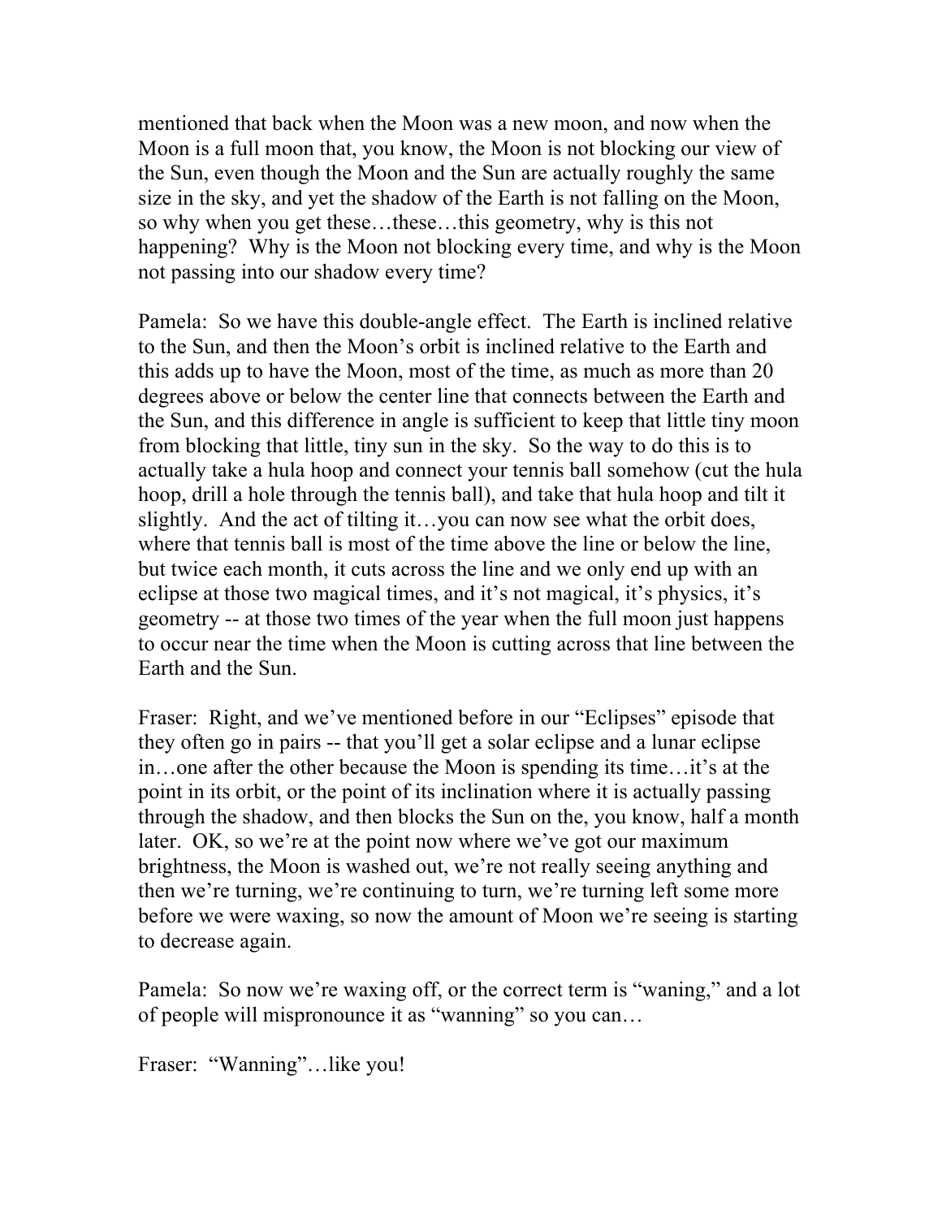mentioned that back when the Moon was a new moon, and now when the Moon is a full moon that, you know, the Moon is not blocking our view of the Sun, even though the Moon and the Sun are actually roughly the same size in the sky, and yet the shadow of the Earth is not falling on the Moon, so why when you get these…these…this geometry, why is this not happening? Why is the Moon not blocking every time, and why is the Moon not passing into our shadow every time?

Pamela: So we have this double-angle effect. The Earth is inclined relative to the Sun, and then the Moon's orbit is inclined relative to the Earth and this adds up to have the Moon, most of the time, as much as more than 20 degrees above or below the center line that connects between the Earth and the Sun, and this difference in angle is sufficient to keep that little tiny moon from blocking that little, tiny sun in the sky. So the way to do this is to actually take a hula hoop and connect your tennis ball somehow (cut the hula hoop, drill a hole through the tennis ball), and take that hula hoop and tilt it slightly. And the act of tilting it…you can now see what the orbit does, where that tennis ball is most of the time above the line or below the line, but twice each month, it cuts across the line and we only end up with an eclipse at those two magical times, and it's not magical, it's physics, it's geometry -- at those two times of the year when the full moon just happens to occur near the time when the Moon is cutting across that line between the Earth and the Sun.

Fraser: Right, and we've mentioned before in our "Eclipses" episode that they often go in pairs -- that you'll get a solar eclipse and a lunar eclipse in…one after the other because the Moon is spending its time…it's at the point in its orbit, or the point of its inclination where it is actually passing through the shadow, and then blocks the Sun on the, you know, half a month later. OK, so we're at the point now where we've got our maximum brightness, the Moon is washed out, we're not really seeing anything and then we're turning, we're continuing to turn, we're turning left some more before we were waxing, so now the amount of Moon we're seeing is starting to decrease again.

Pamela: So now we're waxing off, or the correct term is "waning," and a lot of people will mispronounce it as "wanning" so you can…

Fraser: "Wanning"…like you!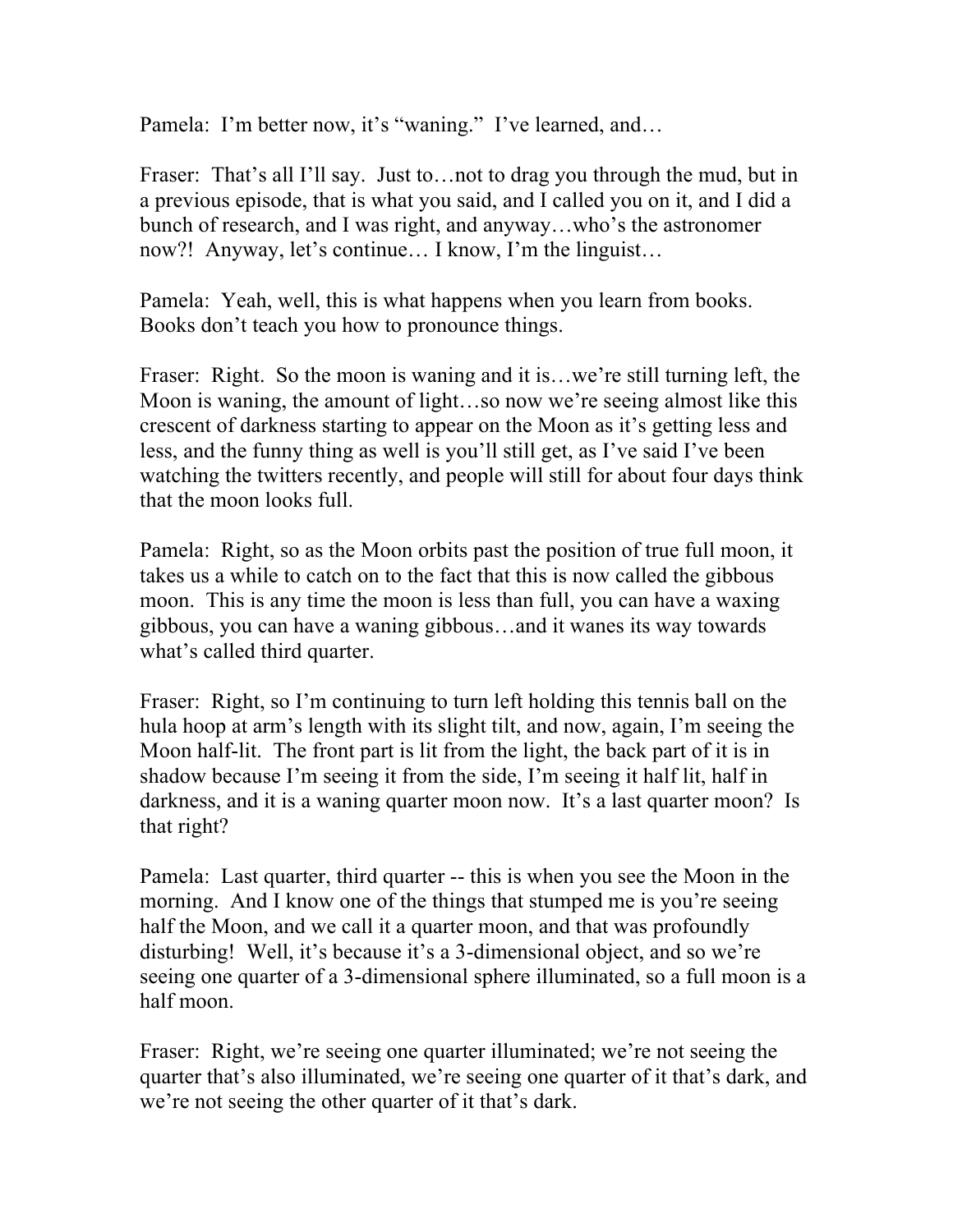Pamela: I'm better now, it's "waning." I've learned, and…

Fraser: That's all I'll say. Just to…not to drag you through the mud, but in a previous episode, that is what you said, and I called you on it, and I did a bunch of research, and I was right, and anyway…who's the astronomer now?! Anyway, let's continue… I know, I'm the linguist…

Pamela: Yeah, well, this is what happens when you learn from books. Books don't teach you how to pronounce things.

Fraser: Right. So the moon is waning and it is…we're still turning left, the Moon is waning, the amount of light…so now we're seeing almost like this crescent of darkness starting to appear on the Moon as it's getting less and less, and the funny thing as well is you'll still get, as I've said I've been watching the twitters recently, and people will still for about four days think that the moon looks full.

Pamela: Right, so as the Moon orbits past the position of true full moon, it takes us a while to catch on to the fact that this is now called the gibbous moon. This is any time the moon is less than full, you can have a waxing gibbous, you can have a waning gibbous…and it wanes its way towards what's called third quarter.

Fraser: Right, so I'm continuing to turn left holding this tennis ball on the hula hoop at arm's length with its slight tilt, and now, again, I'm seeing the Moon half-lit. The front part is lit from the light, the back part of it is in shadow because I'm seeing it from the side, I'm seeing it half lit, half in darkness, and it is a waning quarter moon now. It's a last quarter moon? Is that right?

Pamela: Last quarter, third quarter -- this is when you see the Moon in the morning. And I know one of the things that stumped me is you're seeing half the Moon, and we call it a quarter moon, and that was profoundly disturbing! Well, it's because it's a 3-dimensional object, and so we're seeing one quarter of a 3-dimensional sphere illuminated, so a full moon is a half moon.

Fraser: Right, we're seeing one quarter illuminated; we're not seeing the quarter that's also illuminated, we're seeing one quarter of it that's dark, and we're not seeing the other quarter of it that's dark.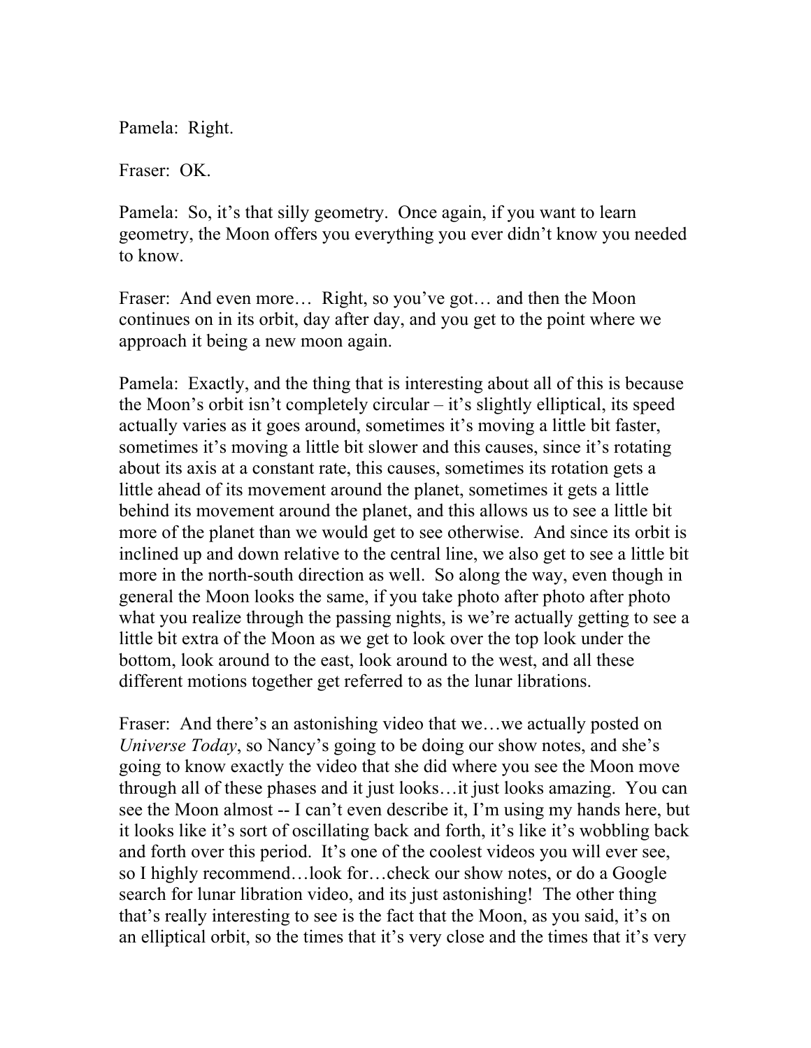Pamela: Right.

Fraser: OK.

Pamela: So, it's that silly geometry. Once again, if you want to learn geometry, the Moon offers you everything you ever didn't know you needed to know.

Fraser: And even more… Right, so you've got… and then the Moon continues on in its orbit, day after day, and you get to the point where we approach it being a new moon again.

Pamela: Exactly, and the thing that is interesting about all of this is because the Moon's orbit isn't completely circular – it's slightly elliptical, its speed actually varies as it goes around, sometimes it's moving a little bit faster, sometimes it's moving a little bit slower and this causes, since it's rotating about its axis at a constant rate, this causes, sometimes its rotation gets a little ahead of its movement around the planet, sometimes it gets a little behind its movement around the planet, and this allows us to see a little bit more of the planet than we would get to see otherwise. And since its orbit is inclined up and down relative to the central line, we also get to see a little bit more in the north-south direction as well. So along the way, even though in general the Moon looks the same, if you take photo after photo after photo what you realize through the passing nights, is we're actually getting to see a little bit extra of the Moon as we get to look over the top look under the bottom, look around to the east, look around to the west, and all these different motions together get referred to as the lunar librations.

Fraser: And there's an astonishing video that we…we actually posted on *Universe Today*, so Nancy's going to be doing our show notes, and she's going to know exactly the video that she did where you see the Moon move through all of these phases and it just looks…it just looks amazing. You can see the Moon almost -- I can't even describe it, I'm using my hands here, but it looks like it's sort of oscillating back and forth, it's like it's wobbling back and forth over this period. It's one of the coolest videos you will ever see, so I highly recommend…look for…check our show notes, or do a Google search for lunar libration video, and its just astonishing! The other thing that's really interesting to see is the fact that the Moon, as you said, it's on an elliptical orbit, so the times that it's very close and the times that it's very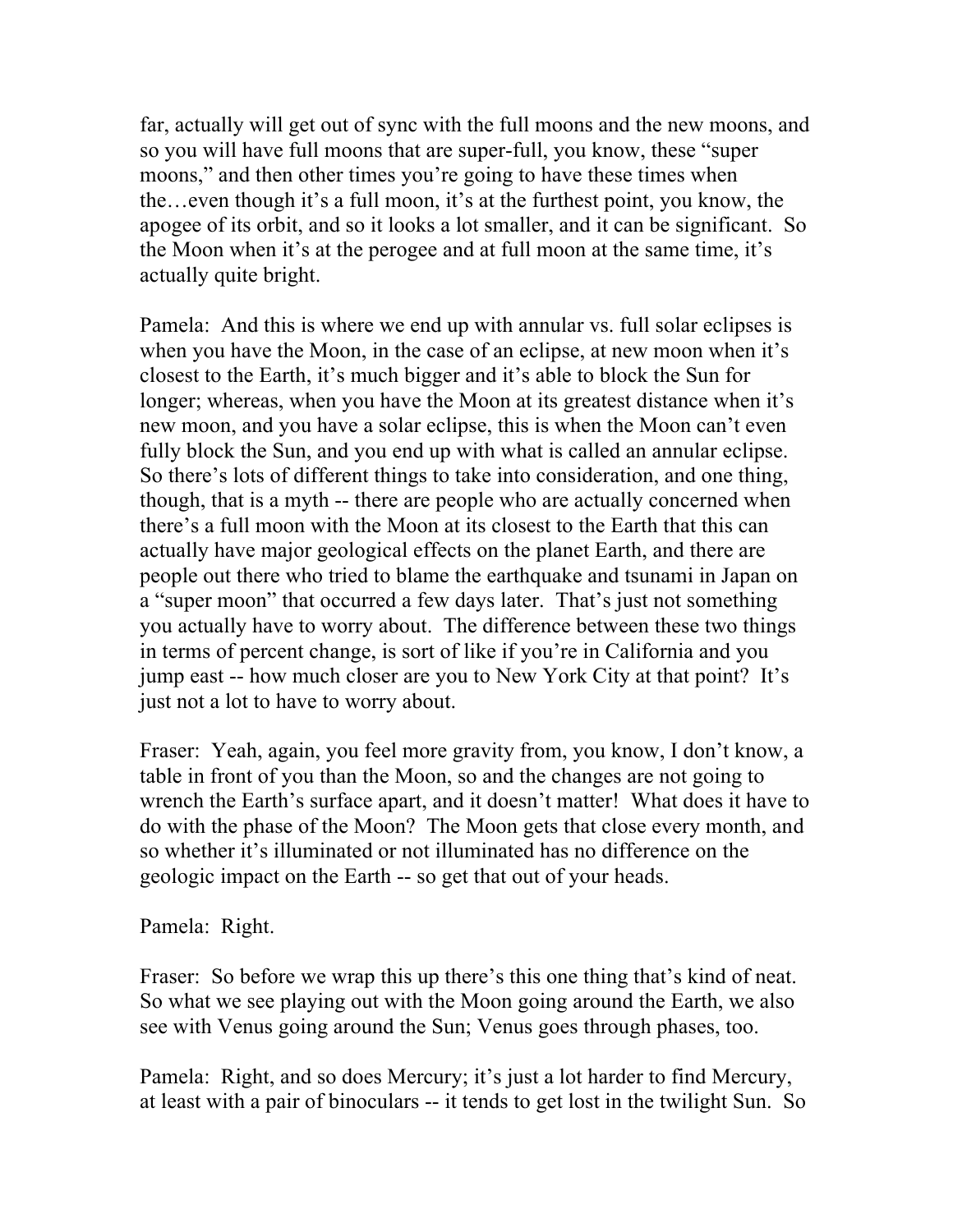far, actually will get out of sync with the full moons and the new moons, and so you will have full moons that are super-full, you know, these "super moons," and then other times you're going to have these times when the…even though it's a full moon, it's at the furthest point, you know, the apogee of its orbit, and so it looks a lot smaller, and it can be significant. So the Moon when it's at the perogee and at full moon at the same time, it's actually quite bright.

Pamela: And this is where we end up with annular vs. full solar eclipses is when you have the Moon, in the case of an eclipse, at new moon when it's closest to the Earth, it's much bigger and it's able to block the Sun for longer; whereas, when you have the Moon at its greatest distance when it's new moon, and you have a solar eclipse, this is when the Moon can't even fully block the Sun, and you end up with what is called an annular eclipse. So there's lots of different things to take into consideration, and one thing, though, that is a myth -- there are people who are actually concerned when there's a full moon with the Moon at its closest to the Earth that this can actually have major geological effects on the planet Earth, and there are people out there who tried to blame the earthquake and tsunami in Japan on a "super moon" that occurred a few days later. That's just not something you actually have to worry about. The difference between these two things in terms of percent change, is sort of like if you're in California and you jump east -- how much closer are you to New York City at that point? It's just not a lot to have to worry about.

Fraser: Yeah, again, you feel more gravity from, you know, I don't know, a table in front of you than the Moon, so and the changes are not going to wrench the Earth's surface apart, and it doesn't matter! What does it have to do with the phase of the Moon? The Moon gets that close every month, and so whether it's illuminated or not illuminated has no difference on the geologic impact on the Earth -- so get that out of your heads.

Pamela: Right.

Fraser: So before we wrap this up there's this one thing that's kind of neat. So what we see playing out with the Moon going around the Earth, we also see with Venus going around the Sun; Venus goes through phases, too.

Pamela: Right, and so does Mercury; it's just a lot harder to find Mercury, at least with a pair of binoculars -- it tends to get lost in the twilight Sun. So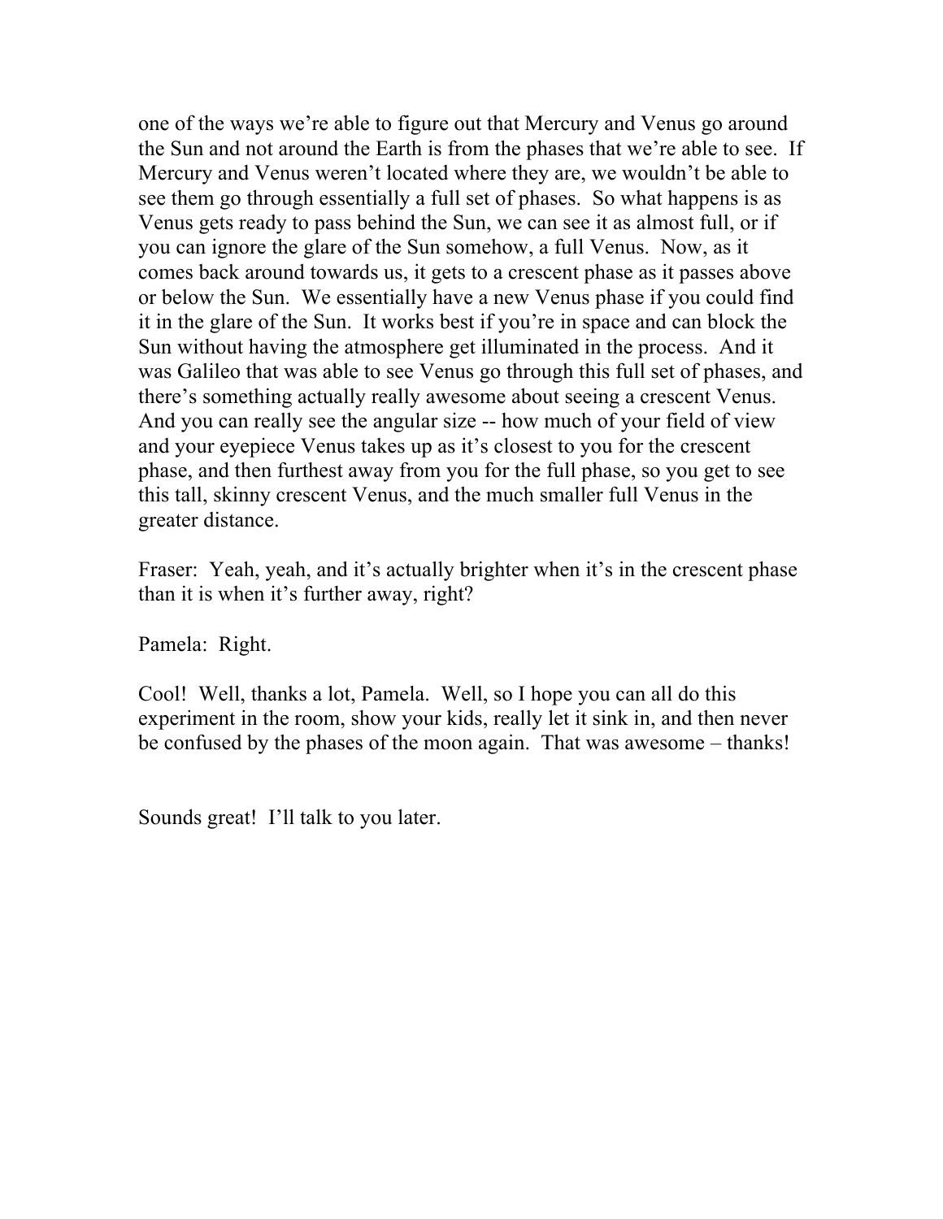one of the ways we're able to figure out that Mercury and Venus go around the Sun and not around the Earth is from the phases that we're able to see. If Mercury and Venus weren't located where they are, we wouldn't be able to see them go through essentially a full set of phases. So what happens is as Venus gets ready to pass behind the Sun, we can see it as almost full, or if you can ignore the glare of the Sun somehow, a full Venus. Now, as it comes back around towards us, it gets to a crescent phase as it passes above or below the Sun. We essentially have a new Venus phase if you could find it in the glare of the Sun. It works best if you're in space and can block the Sun without having the atmosphere get illuminated in the process. And it was Galileo that was able to see Venus go through this full set of phases, and there's something actually really awesome about seeing a crescent Venus. And you can really see the angular size -- how much of your field of view and your eyepiece Venus takes up as it's closest to you for the crescent phase, and then furthest away from you for the full phase, so you get to see this tall, skinny crescent Venus, and the much smaller full Venus in the greater distance.

Fraser: Yeah, yeah, and it's actually brighter when it's in the crescent phase than it is when it's further away, right?

Pamela: Right.

Cool! Well, thanks a lot, Pamela. Well, so I hope you can all do this experiment in the room, show your kids, really let it sink in, and then never be confused by the phases of the moon again. That was awesome – thanks!

Sounds great! I'll talk to you later.